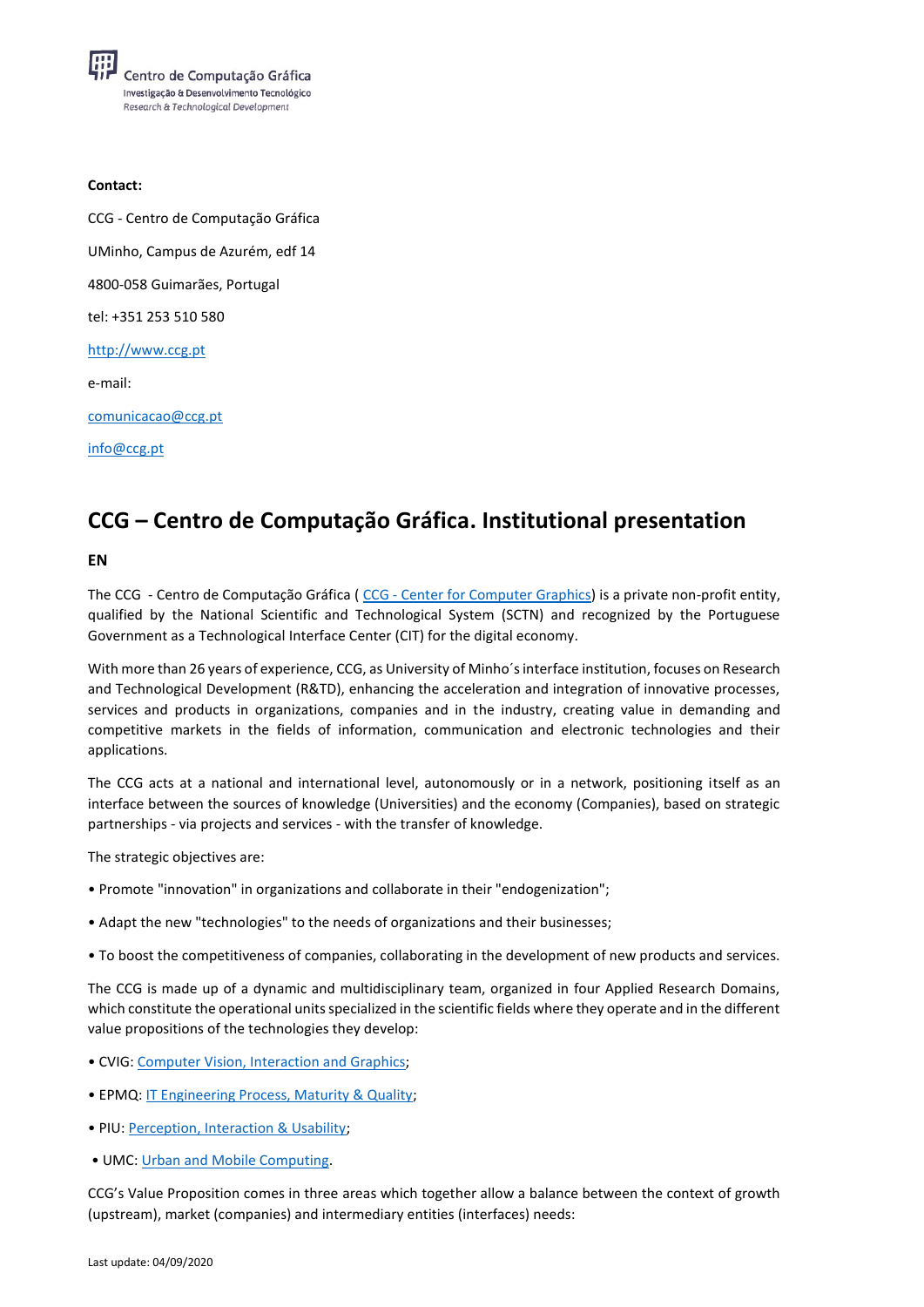Centro de Computação Gráfica
Investigação & Desenvolvimento Tecnológico
*Research & Technological Development*

**Contact:**

CCG - Centro de Computação Gráfica

UMinho, Campus de Azurém, edf 14

4800-058 Guimarães, Portugal

tel: +351 253 510 580

http://www.ccg.pt

e-mail:

comunicacao@ccg.pt

info@ccg.pt

# CCG – Centro de Computação Gráfica. Institutional presentation

**EN**

The CCG - Centro de Computação Gráfica ( CCG - Center for Computer Graphics) is a private non-profit entity, qualified by the National Scientific and Technological System (SCTN) and recognized by the Portuguese Government as a Technological Interface Center (CIT) for the digital economy.

With more than 26 years of experience, CCG, as University of Minho´s interface institution, focuses on Research and Technological Development (R&TD), enhancing the acceleration and integration of innovative processes, services and products in organizations, companies and in the industry, creating value in demanding and competitive markets in the fields of information, communication and electronic technologies and their applications.

The CCG acts at a national and international level, autonomously or in a network, positioning itself as an interface between the sources of knowledge (Universities) and the economy (Companies), based on strategic partnerships - via projects and services - with the transfer of knowledge.

The strategic objectives are:

• Promote "innovation" in organizations and collaborate in their "endogenization";

• Adapt the new "technologies" to the needs of organizations and their businesses;

• To boost the competitiveness of companies, collaborating in the development of new products and services.

The CCG is made up of a dynamic and multidisciplinary team, organized in four Applied Research Domains, which constitute the operational units specialized in the scientific fields where they operate and in the different value propositions of the technologies they develop:

• CVIG: Computer Vision, Interaction and Graphics;

• EPMQ: IT Engineering Process, Maturity & Quality;

• PIU: Perception, Interaction & Usability;

• UMC: Urban and Mobile Computing.

CCG's Value Proposition comes in three areas which together allow a balance between the context of growth (upstream), market (companies) and intermediary entities (interfaces) needs:

Last update: 04/09/2020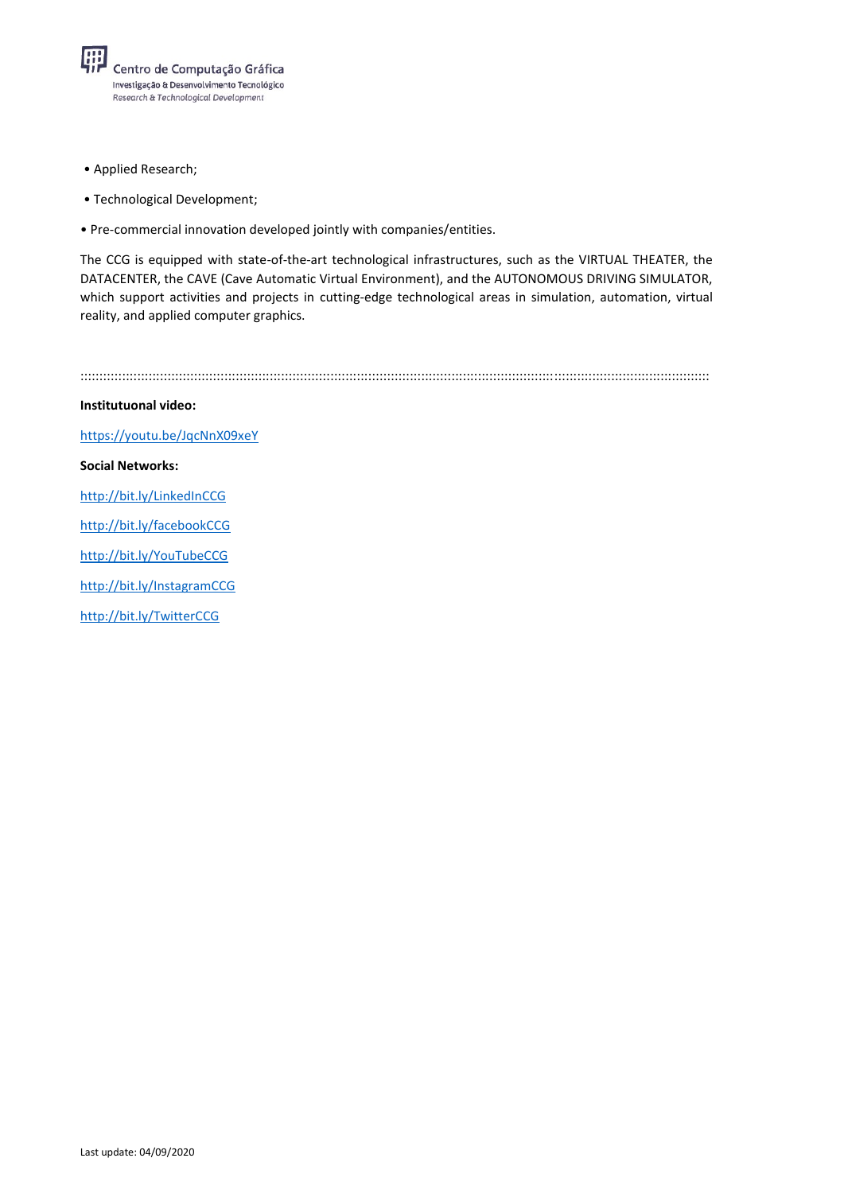- Applied Research;
- Technological Development;
- Pre-commercial innovation developed jointly with companies/entities.

The CCG is equipped with state-of-the-art technological infrastructures, such as the VIRTUAL THEATER, the DATACENTER, the CAVE (Cave Automatic Virtual Environment), and the AUTONOMOUS DRIVING SIMULATOR, which support activities and projects in cutting-edge technological areas in simulation, automation, virtual reality, and applied computer graphics.

::::::::::::::::::::::::::::::::::::::::::::::::::::::::::::::::::::::::::::::::::::::::::::::::::::::::::::::::::::::::::::::::::::::::::::::::::::::::::::::::::::::::::::::::::::::::::::::::::::::::::::::::::

**Institutuonal video:**

https://youtu.be/JqcNnX09xeY

**Social Networks:**

http://bit.ly/LinkedInCCG

http://bit.ly/facebookCCG

http://bit.ly/YouTubeCCG

http://bit.ly/InstagramCCG

http://bit.ly/TwitterCCG

Last update: 04/09/2020